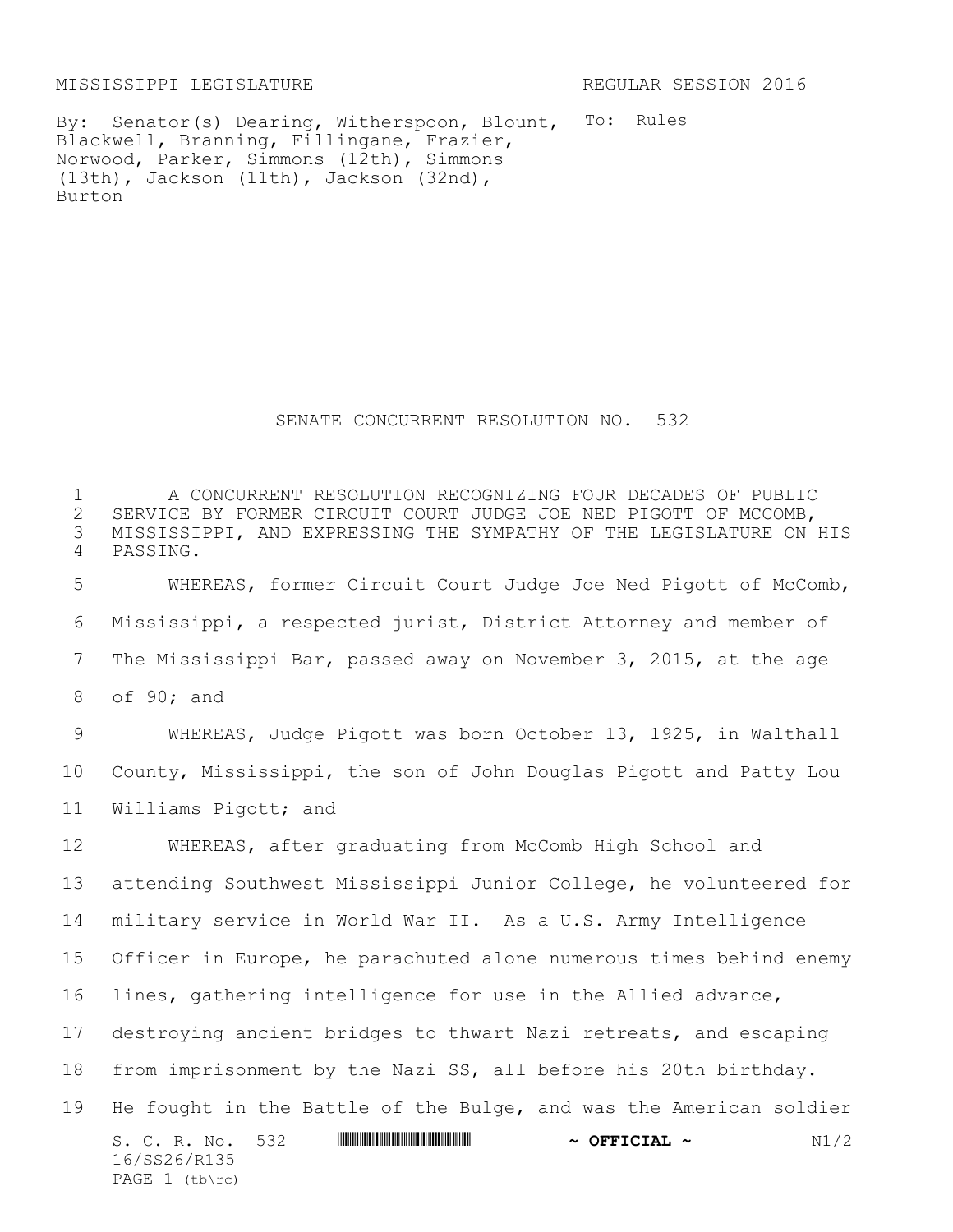MISSISSIPPI LEGISLATURE REGULAR SESSION 2016

By: Senator(s) Dearing, Witherspoon, Blount, Blackwell, Branning, Fillingane, Frazier, Norwood, Parker, Simmons (12th), Simmons (13th), Jackson (11th), Jackson (32nd), Burton

To: Rules

# SENATE CONCURRENT RESOLUTION NO. 532

A CONCURRENT RESOLUTION RECOGNIZING FOUR DECADES OF PUBLIC SERVICE BY FORMER CIRCUIT COURT JUDGE JOE NED PIGOTT OF MCCOMB, MISSISSIPPI, AND EXPRESSING THE SYMPATHY OF THE LEGISLATURE ON HIS PASSING.

WHEREAS, former Circuit Court Judge Joe Ned Pigott of McComb, Mississippi, a respected jurist, District Attorney and member of The Mississippi Bar, passed away on November 3, 2015, at the age of 90; and

WHEREAS, Judge Pigott was born October 13, 1925, in Walthall County, Mississippi, the son of John Douglas Pigott and Patty Lou Williams Pigott; and

WHEREAS, after graduating from McComb High School and attending Southwest Mississippi Junior College, he volunteered for military service in World War II. As a U.S. Army Intelligence Officer in Europe, he parachuted alone numerous times behind enemy lines, gathering intelligence for use in the Allied advance, destroying ancient bridges to thwart Nazi retreats, and escaping from imprisonment by the Nazi SS, all before his 20th birthday. He fought in the Battle of the Bulge, and was the American soldier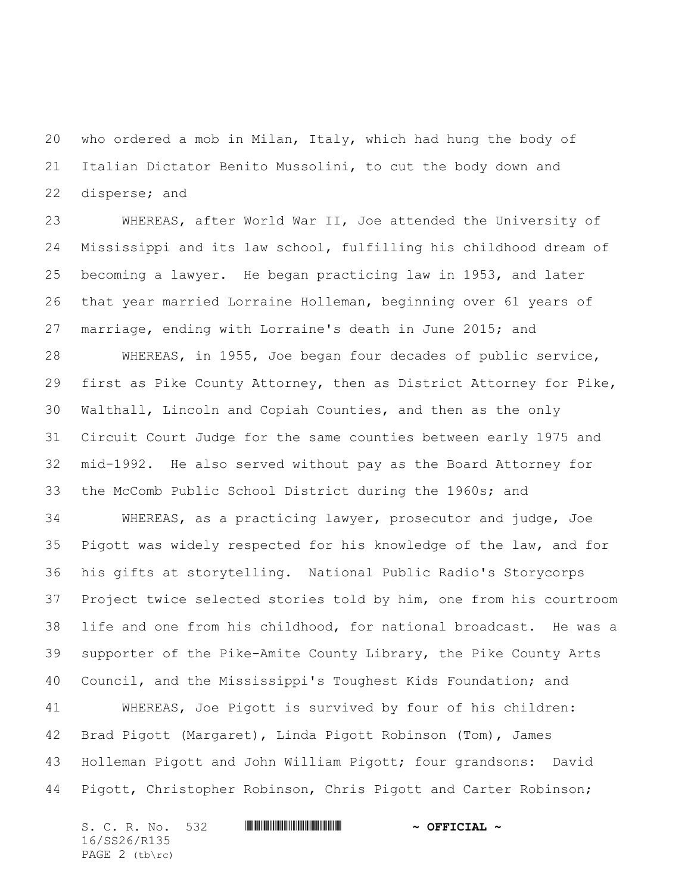who ordered a mob in Milan, Italy, which had hung the body of Italian Dictator Benito Mussolini, to cut the body down and disperse; and

WHEREAS, after World War II, Joe attended the University of Mississippi and its law school, fulfilling his childhood dream of becoming a lawyer. He began practicing law in 1953, and later that year married Lorraine Holleman, beginning over 61 years of marriage, ending with Lorraine's death in June 2015; and

WHEREAS, in 1955, Joe began four decades of public service, first as Pike County Attorney, then as District Attorney for Pike, Walthall, Lincoln and Copiah Counties, and then as the only Circuit Court Judge for the same counties between early 1975 and mid-1992. He also served without pay as the Board Attorney for the McComb Public School District during the 1960s; and

WHEREAS, as a practicing lawyer, prosecutor and judge, Joe Pigott was widely respected for his knowledge of the law, and for his gifts at storytelling. National Public Radio's Storycorps Project twice selected stories told by him, one from his courtroom life and one from his childhood, for national broadcast. He was a supporter of the Pike-Amite County Library, the Pike County Arts Council, and the Mississippi's Toughest Kids Foundation; and

WHEREAS, Joe Pigott is survived by four of his children: Brad Pigott (Margaret), Linda Pigott Robinson (Tom), James Holleman Pigott and John William Pigott; four grandsons: David Pigott, Christopher Robinson, Chris Pigott and Carter Robinson;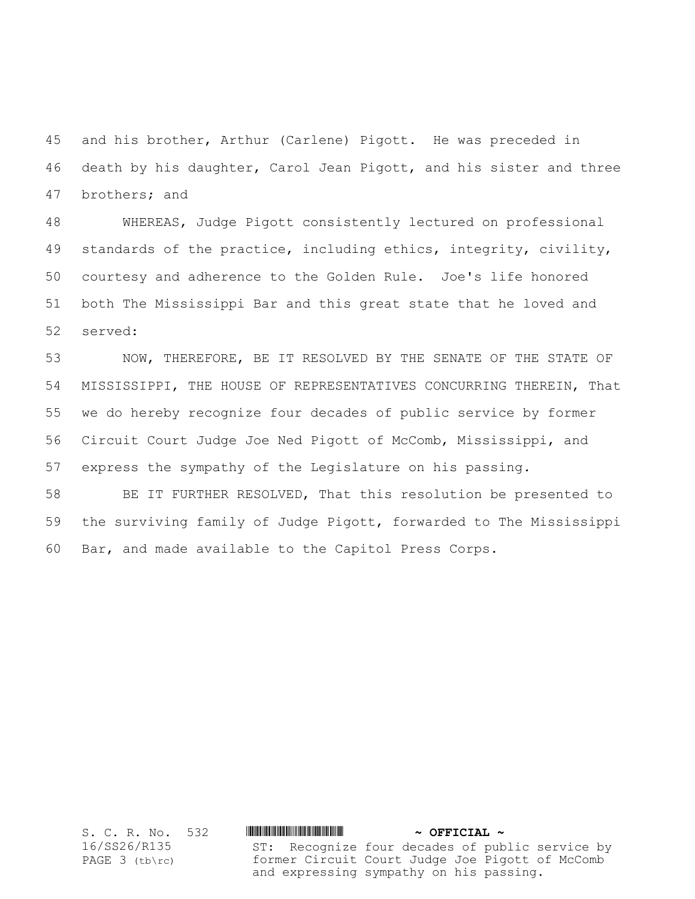and his brother, Arthur (Carlene) Pigott. He was preceded in death by his daughter, Carol Jean Pigott, and his sister and three brothers; and

WHEREAS, Judge Pigott consistently lectured on professional standards of the practice, including ethics, integrity, civility, courtesy and adherence to the Golden Rule. Joe's life honored both The Mississippi Bar and this great state that he loved and served:

NOW, THEREFORE, BE IT RESOLVED BY THE SENATE OF THE STATE OF MISSISSIPPI, THE HOUSE OF REPRESENTATIVES CONCURRING THEREIN, That we do hereby recognize four decades of public service by former Circuit Court Judge Joe Ned Pigott of McComb, Mississippi, and express the sympathy of the Legislature on his passing.

BE IT FURTHER RESOLVED, That this resolution be presented to the surviving family of Judge Pigott, forwarded to The Mississippi Bar, and made available to the Capitol Press Corps.